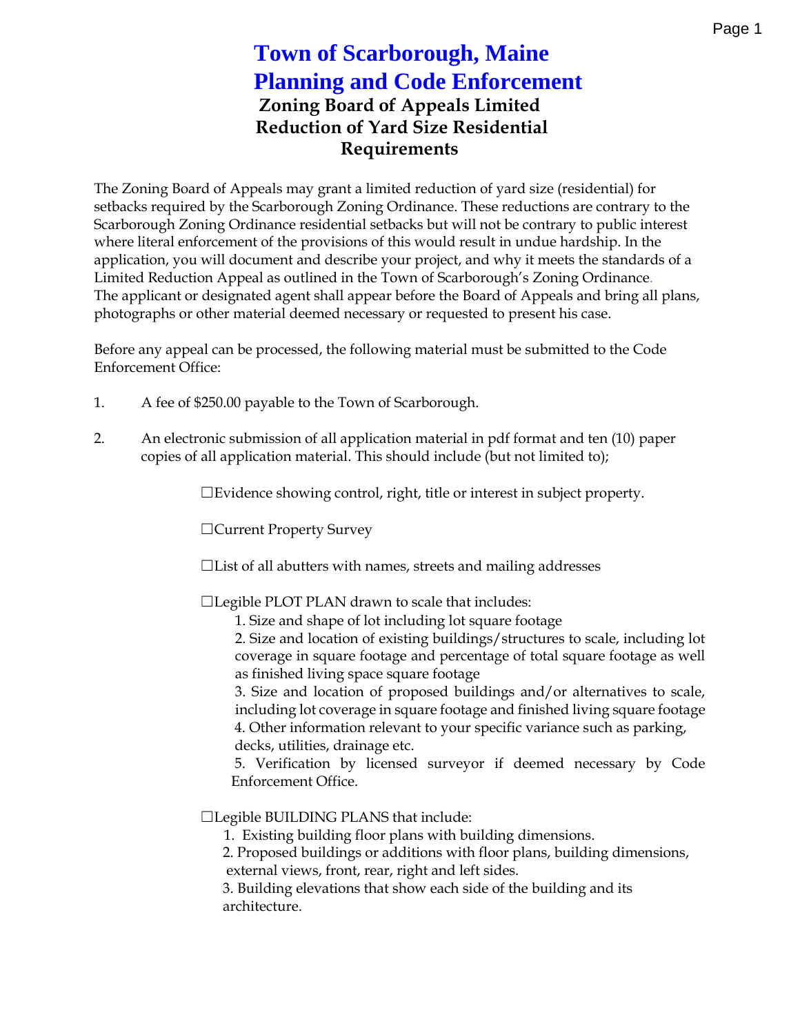# Town of Scarborough, Maine
# Planning and Code Enforcement

### Zoning Board of Appeals Limited Reduction of Yard Size Residential Requirements

The Zoning Board of Appeals may grant a limited reduction of yard size (residential) for setbacks required by the Scarborough Zoning Ordinance. These reductions are contrary to the Scarborough Zoning Ordinance residential setbacks but will not be contrary to public interest where literal enforcement of the provisions of this would result in undue hardship. In the application, you will document and describe your project, and why it meets the standards of a Limited Reduction Appeal as outlined in the Town of Scarborough's Zoning Ordinance. The applicant or designated agent shall appear before the Board of Appeals and bring all plans, photographs or other material deemed necessary or requested to present his case.

Before any appeal can be processed, the following material must be submitted to the Code Enforcement Office:

1. A fee of $250.00 payable to the Town of Scarborough.

2. An electronic submission of all application material in pdf format and ten (10) paper copies of all application material. This should include (but not limited to);

   ☐Evidence showing control, right, title or interest in subject property.

   ☐Current Property Survey

   ☐List of all abutters with names, streets and mailing addresses

   ☐Legible PLOT PLAN drawn to scale that includes:
   1. Size and shape of lot including lot square footage
   2. Size and location of existing buildings/structures to scale, including lot coverage in square footage and percentage of total square footage as well as finished living space square footage
   3. Size and location of proposed buildings and/or alternatives to scale, including lot coverage in square footage and finished living square footage
   4. Other information relevant to your specific variance such as parking, decks, utilities, drainage etc.
   5. Verification by licensed surveyor if deemed necessary by Code Enforcement Office.

   ☐Legible BUILDING PLANS that include:
   1. Existing building floor plans with building dimensions.
   2. Proposed buildings or additions with floor plans, building dimensions, external views, front, rear, right and left sides.
   3. Building elevations that show each side of the building and its architecture.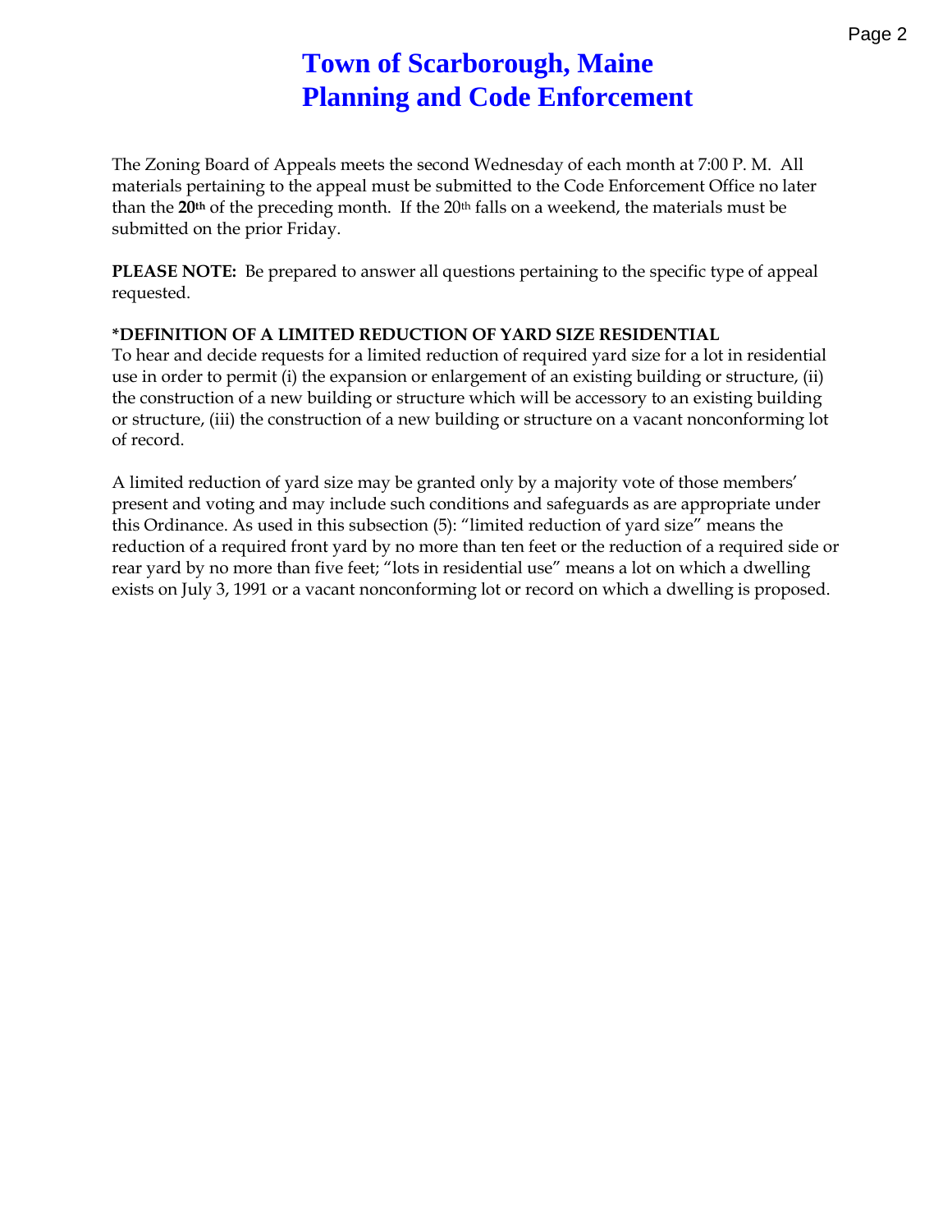# Town of Scarborough, Maine
# Planning and Code Enforcement

The Zoning Board of Appeals meets the second Wednesday of each month at 7:00 P. M. All materials pertaining to the appeal must be submitted to the Code Enforcement Office no later than the **20th** of the preceding month. If the 20th falls on a weekend, the materials must be submitted on the prior Friday.

**PLEASE NOTE:** Be prepared to answer all questions pertaining to the specific type of appeal requested.

**\*DEFINITION OF A LIMITED REDUCTION OF YARD SIZE RESIDENTIAL**
To hear and decide requests for a limited reduction of required yard size for a lot in residential use in order to permit (i) the expansion or enlargement of an existing building or structure, (ii) the construction of a new building or structure which will be accessory to an existing building or structure, (iii) the construction of a new building or structure on a vacant nonconforming lot of record.

A limited reduction of yard size may be granted only by a majority vote of those members' present and voting and may include such conditions and safeguards as are appropriate under this Ordinance. As used in this subsection (5): "limited reduction of yard size" means the reduction of a required front yard by no more than ten feet or the reduction of a required side or rear yard by no more than five feet; "lots in residential use" means a lot on which a dwelling exists on July 3, 1991 or a vacant nonconforming lot or record on which a dwelling is proposed.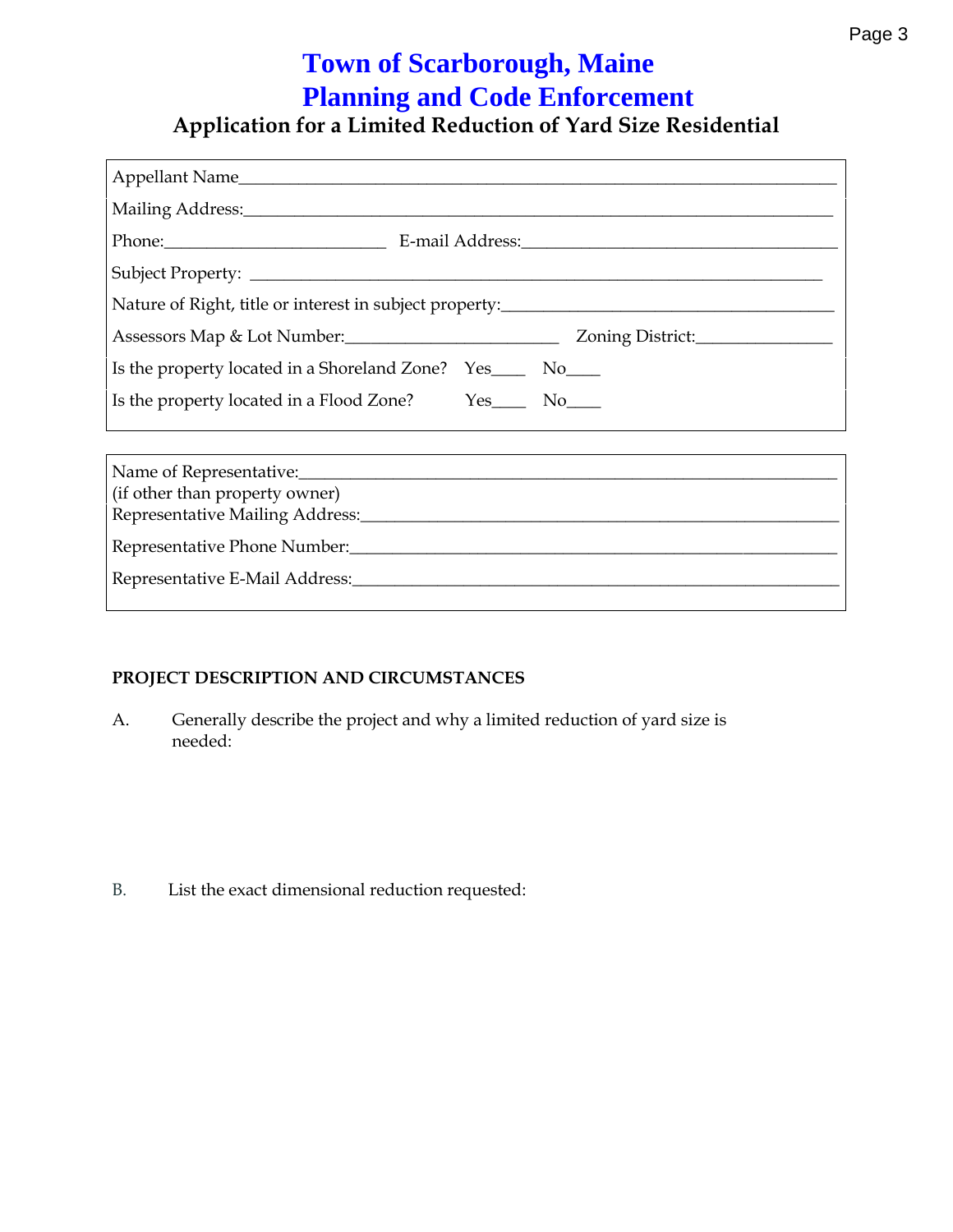# Town of Scarborough, Maine
# Planning and Code Enforcement

## Application for a Limited Reduction of Yard Size Residential

Appellant Name\_\_\_\_\_\_\_\_\_\_\_\_\_\_\_\_\_\_\_\_\_\_\_\_\_\_\_\_\_\_\_\_\_\_\_\_\_\_\_\_\_\_\_\_\_\_\_\_\_\_\_\_\_\_\_\_\_\_\_\_\_\_\_\_\_\_

Mailing Address:\_\_\_\_\_\_\_\_\_\_\_\_\_\_\_\_\_\_\_\_\_\_\_\_\_\_\_\_\_\_\_\_\_\_\_\_\_\_\_\_\_\_\_\_\_\_\_\_\_\_\_\_\_\_\_\_\_\_\_\_\_\_\_\_

Phone:\_\_\_\_\_\_\_\_\_\_\_\_\_\_\_\_\_\_\_\_\_\_\_\_ E-mail Address:\_\_\_\_\_\_\_\_\_\_\_\_\_\_\_\_\_\_\_\_\_\_\_\_\_\_\_\_\_\_\_\_\_\_\_\_

Subject Property: \_\_\_\_\_\_\_\_\_\_\_\_\_\_\_\_\_\_\_\_\_\_\_\_\_\_\_\_\_\_\_\_\_\_\_\_\_\_\_\_\_\_\_\_\_\_\_\_\_\_\_\_\_\_\_\_\_\_\_\_\_\_\_

Nature of Right, title or interest in subject property:\_\_\_\_\_\_\_\_\_\_\_\_\_\_\_\_\_\_\_\_\_\_\_\_\_\_\_\_\_\_\_\_\_\_\_\_\_

Assessors Map & Lot Number:\_\_\_\_\_\_\_\_\_\_\_\_\_\_\_\_\_\_\_\_\_\_\_ Zoning District:\_\_\_\_\_\_\_\_\_\_\_\_\_\_\_

Is the property located in a Shoreland Zone? Yes\_\_\_\_ No\_\_\_\_

Is the property located in a Flood Zone? Yes\_\_\_\_ No\_\_\_\_

Name of Representative:\_\_\_\_\_\_\_\_\_\_\_\_\_\_\_\_\_\_\_\_\_\_\_\_\_\_\_\_\_\_\_\_\_\_\_\_\_\_\_\_\_\_\_\_\_\_\_\_\_\_\_\_\_\_\_\_\_\_\_\_
(if other than property owner)

Representative Mailing Address:\_\_\_\_\_\_\_\_\_\_\_\_\_\_\_\_\_\_\_\_\_\_\_\_\_\_\_\_\_\_\_\_\_\_\_\_\_\_\_\_\_\_\_\_\_\_\_\_\_\_\_\_\_

Representative Phone Number:\_\_\_\_\_\_\_\_\_\_\_\_\_\_\_\_\_\_\_\_\_\_\_\_\_\_\_\_\_\_\_\_\_\_\_\_\_\_\_\_\_\_\_\_\_\_\_\_\_\_\_\_\_

Representative E-Mail Address:\_\_\_\_\_\_\_\_\_\_\_\_\_\_\_\_\_\_\_\_\_\_\_\_\_\_\_\_\_\_\_\_\_\_\_\_\_\_\_\_\_\_\_\_\_\_\_\_\_\_\_\_\_

**PROJECT DESCRIPTION AND CIRCUMSTANCES**

A. Generally describe the project and why a limited reduction of yard size is needed:

B. List the exact dimensional reduction requested: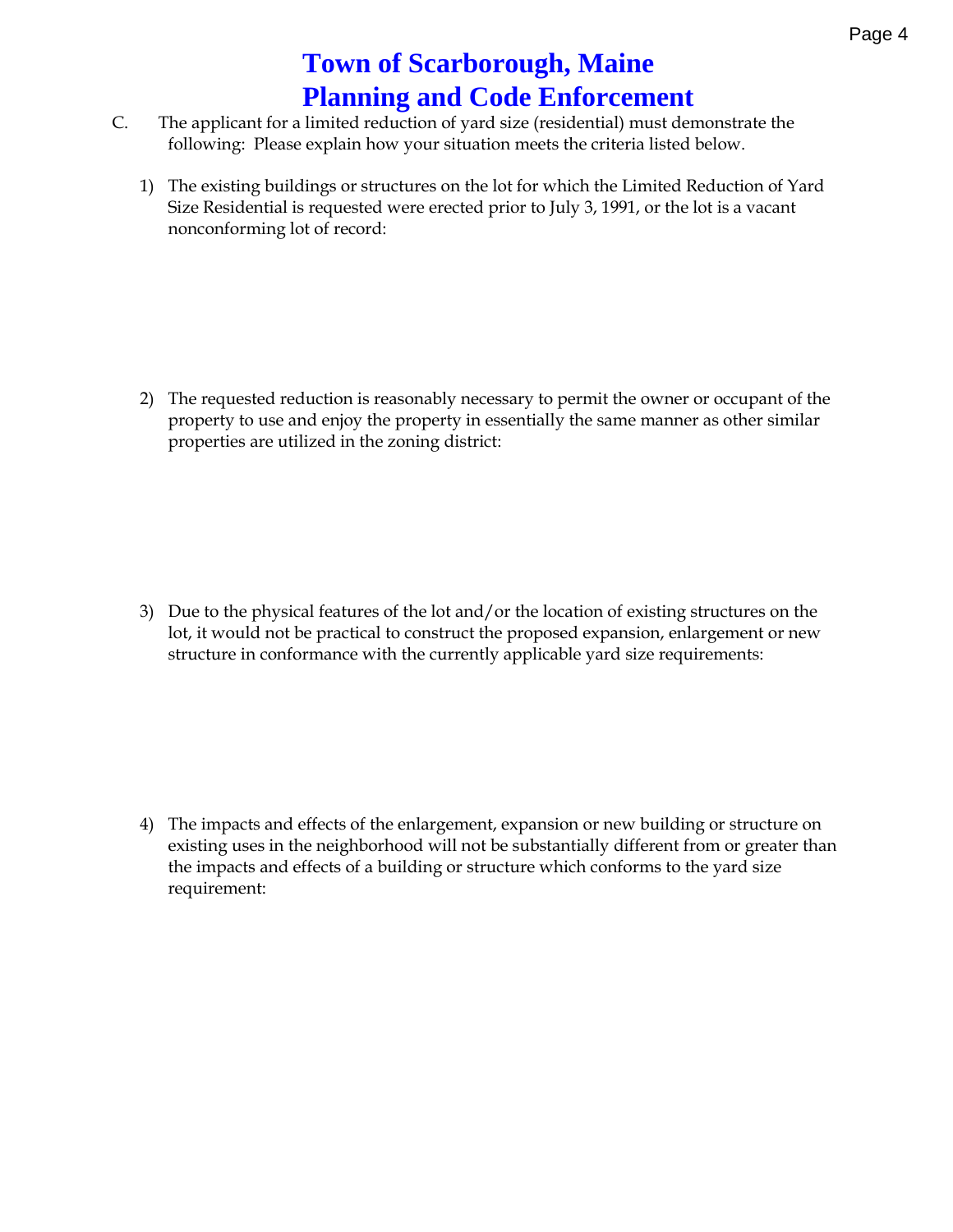# Town of Scarborough, Maine
# Planning and Code Enforcement

C. The applicant for a limited reduction of yard size (residential) must demonstrate the following: Please explain how your situation meets the criteria listed below.

1) The existing buildings or structures on the lot for which the Limited Reduction of Yard Size Residential is requested were erected prior to July 3, 1991, or the lot is a vacant nonconforming lot of record:

2) The requested reduction is reasonably necessary to permit the owner or occupant of the property to use and enjoy the property in essentially the same manner as other similar properties are utilized in the zoning district:

3) Due to the physical features of the lot and/or the location of existing structures on the lot, it would not be practical to construct the proposed expansion, enlargement or new structure in conformance with the currently applicable yard size requirements:

4) The impacts and effects of the enlargement, expansion or new building or structure on existing uses in the neighborhood will not be substantially different from or greater than the impacts and effects of a building or structure which conforms to the yard size requirement: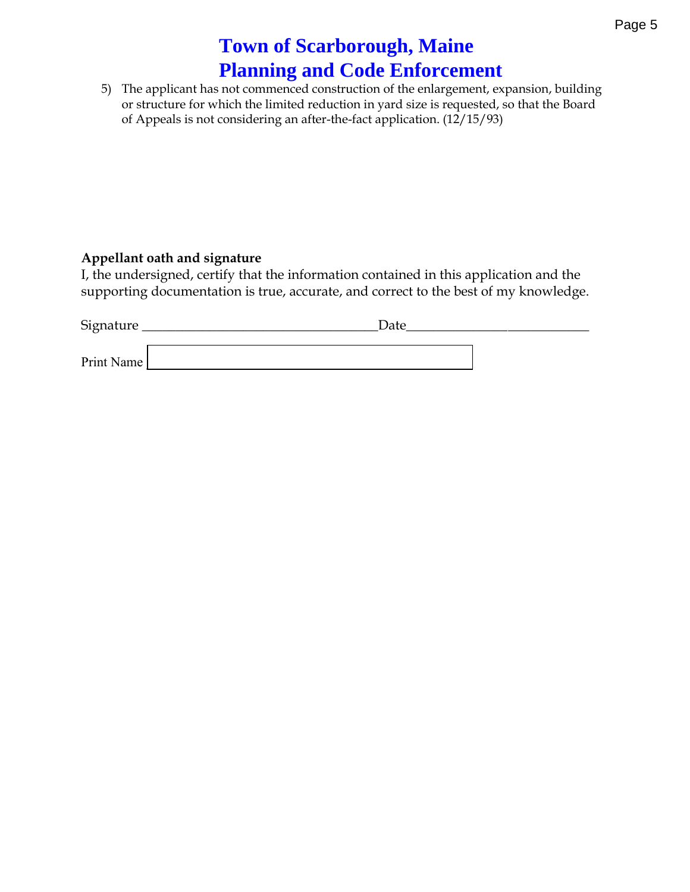# Town of Scarborough, Maine
# Planning and Code Enforcement

5) The applicant has not commenced construction of the enlargement, expansion, building or structure for which the limited reduction in yard size is requested, so that the Board of Appeals is not considering an after-the-fact application. (12/15/93)

**Appellant oath and signature**

I, the undersigned, certify that the information contained in this application and the supporting documentation is true, accurate, and correct to the best of my knowledge.

Signature ________________________________Date________________________

Print Name ________________________________